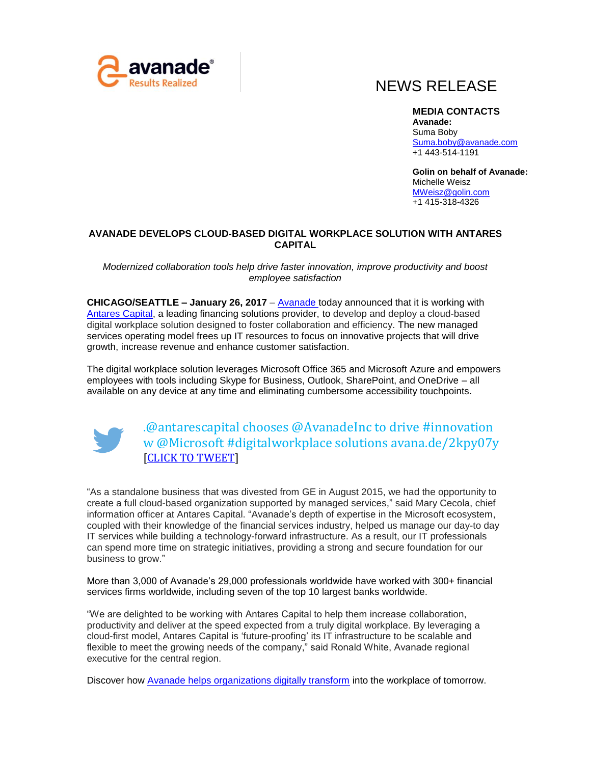avanade
Results Realized

# NEWS RELEASE

**MEDIA CONTACTS**
**Avanade:**
Suma Boby
Suma.boby@avanade.com
+1 443-514-1191

**Golin on behalf of Avanade:**
Michelle Weisz
MWeisz@golin.com
+1 415-318-4326

## AVANADE DEVELOPS CLOUD-BASED DIGITAL WORKPLACE SOLUTION WITH ANTARES CAPITAL

*Modernized collaboration tools help drive faster innovation, improve productivity and boost employee satisfaction*

**CHICAGO/SEATTLE – January 26, 2017** – Avanade today announced that it is working with Antares Capital, a leading financing solutions provider, to develop and deploy a cloud-based digital workplace solution designed to foster collaboration and efficiency. The new managed services operating model frees up IT resources to focus on innovative projects that will drive growth, increase revenue and enhance customer satisfaction.

The digital workplace solution leverages Microsoft Office 365 and Microsoft Azure and empowers employees with tools including Skype for Business, Outlook, SharePoint, and OneDrive – all available on any device at any time and eliminating cumbersome accessibility touchpoints.

.@antarescapital chooses @AvanadeInc to drive #innovation w @Microsoft #digitalworkplace solutions avana.de/2kpy07y [CLICK TO TWEET]

"As a standalone business that was divested from GE in August 2015, we had the opportunity to create a full cloud-based organization supported by managed services," said Mary Cecola, chief information officer at Antares Capital. "Avanade's depth of expertise in the Microsoft ecosystem, coupled with their knowledge of the financial services industry, helped us manage our day-to day IT services while building a technology-forward infrastructure. As a result, our IT professionals can spend more time on strategic initiatives, providing a strong and secure foundation for our business to grow."

More than 3,000 of Avanade's 29,000 professionals worldwide have worked with 300+ financial services firms worldwide, including seven of the top 10 largest banks worldwide.

"We are delighted to be working with Antares Capital to help them increase collaboration, productivity and deliver at the speed expected from a truly digital workplace. By leveraging a cloud-first model, Antares Capital is 'future-proofing' its IT infrastructure to be scalable and flexible to meet the growing needs of the company," said Ronald White, Avanade regional executive for the central region.

Discover how Avanade helps organizations digitally transform into the workplace of tomorrow.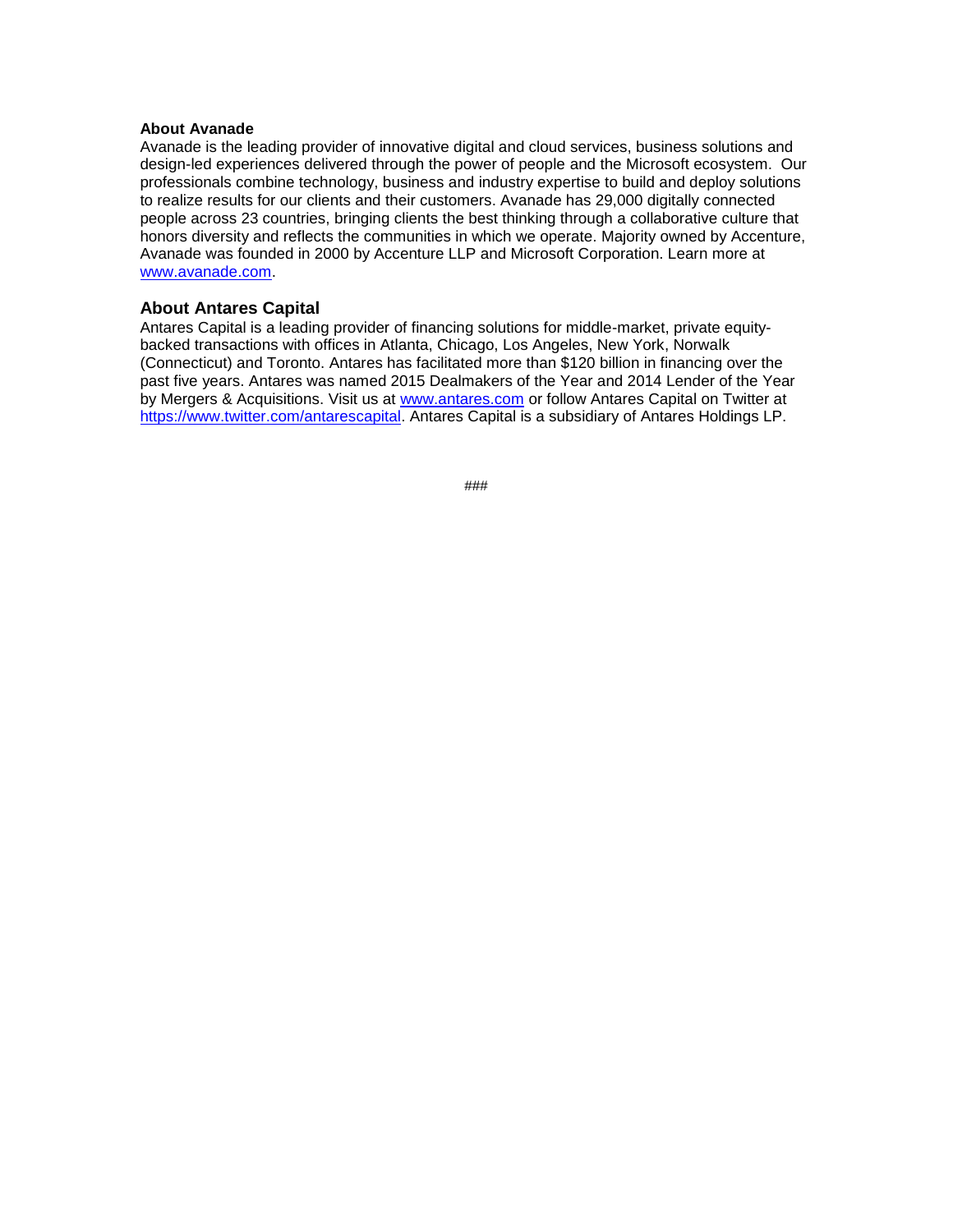**About Avanade**

Avanade is the leading provider of innovative digital and cloud services, business solutions and design-led experiences delivered through the power of people and the Microsoft ecosystem. Our professionals combine technology, business and industry expertise to build and deploy solutions to realize results for our clients and their customers. Avanade has 29,000 digitally connected people across 23 countries, bringing clients the best thinking through a collaborative culture that honors diversity and reflects the communities in which we operate. Majority owned by Accenture, Avanade was founded in 2000 by Accenture LLP and Microsoft Corporation. Learn more at www.avanade.com.

## About Antares Capital

Antares Capital is a leading provider of financing solutions for middle-market, private equity-backed transactions with offices in Atlanta, Chicago, Los Angeles, New York, Norwalk (Connecticut) and Toronto. Antares has facilitated more than $120 billion in financing over the past five years. Antares was named 2015 Dealmakers of the Year and 2014 Lender of the Year by Mergers & Acquisitions. Visit us at www.antares.com or follow Antares Capital on Twitter at https://www.twitter.com/antarescapital. Antares Capital is a subsidiary of Antares Holdings LP.

###